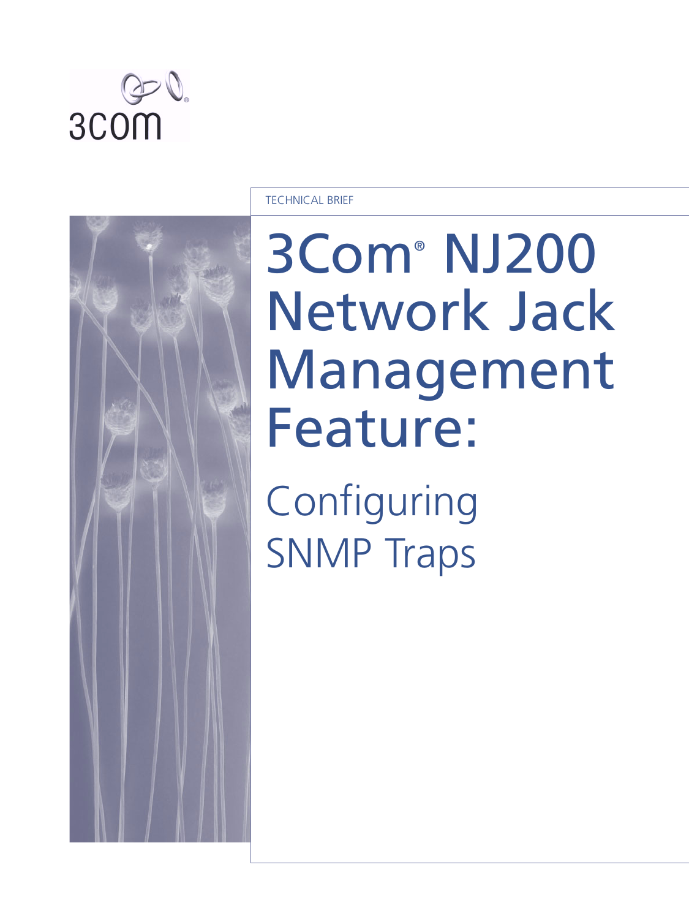3Com

TECHNICAL BRIEF

# 3Com® NJ200 Network Jack Management Feature:

## Configuring SNMP Traps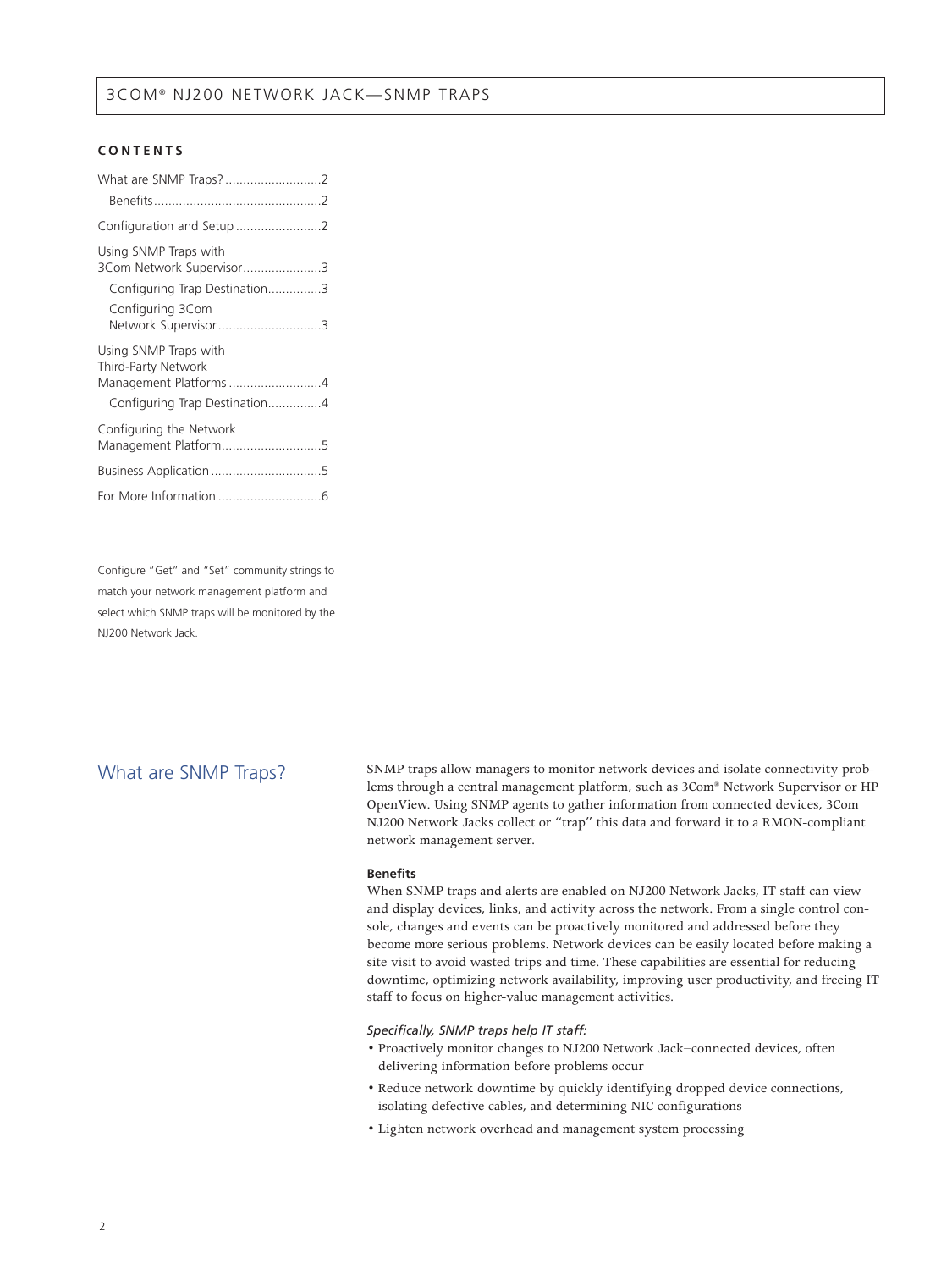**CONTENTS**

- What are SNMP Traps? ........................... 2
  - Benefits ............................................ 2
- Configuration and Setup ........................ 2
- Using SNMP Traps with 3Com Network Supervisor ...................... 3
  - Configuring Trap Destination ............... 3
  - Configuring 3Com Network Supervisor ............................ 3
- Using SNMP Traps with Third-Party Network Management Platforms .......................... 4
  - Configuring Trap Destination ............... 4
- Configuring the Network Management Platform ............................ 5
- Business Application .............................. 5
- For More Information ............................ 6

Configure "Get" and "Set" community strings to match your network management platform and select which SNMP traps will be monitored by the NJ200 Network Jack.

## What are SNMP Traps?

SNMP traps allow managers to monitor network devices and isolate connectivity problems through a central management platform, such as 3Com® Network Supervisor or HP OpenView. Using SNMP agents to gather information from connected devices, 3Com NJ200 Network Jacks collect or "trap" this data and forward it to a RMON-compliant network management server.

### Benefits

When SNMP traps and alerts are enabled on NJ200 Network Jacks, IT staff can view and display devices, links, and activity across the network. From a single control console, changes and events can be proactively monitored and addressed before they become more serious problems. Network devices can be easily located before making a site visit to avoid wasted trips and time. These capabilities are essential for reducing downtime, optimizing network availability, improving user productivity, and freeing IT staff to focus on higher-value management activities.

*Specifically, SNMP traps help IT staff:*

- Proactively monitor changes to NJ200 Network Jack–connected devices, often delivering information before problems occur
- Reduce network downtime by quickly identifying dropped device connections, isolating defective cables, and determining NIC configurations
- Lighten network overhead and management system processing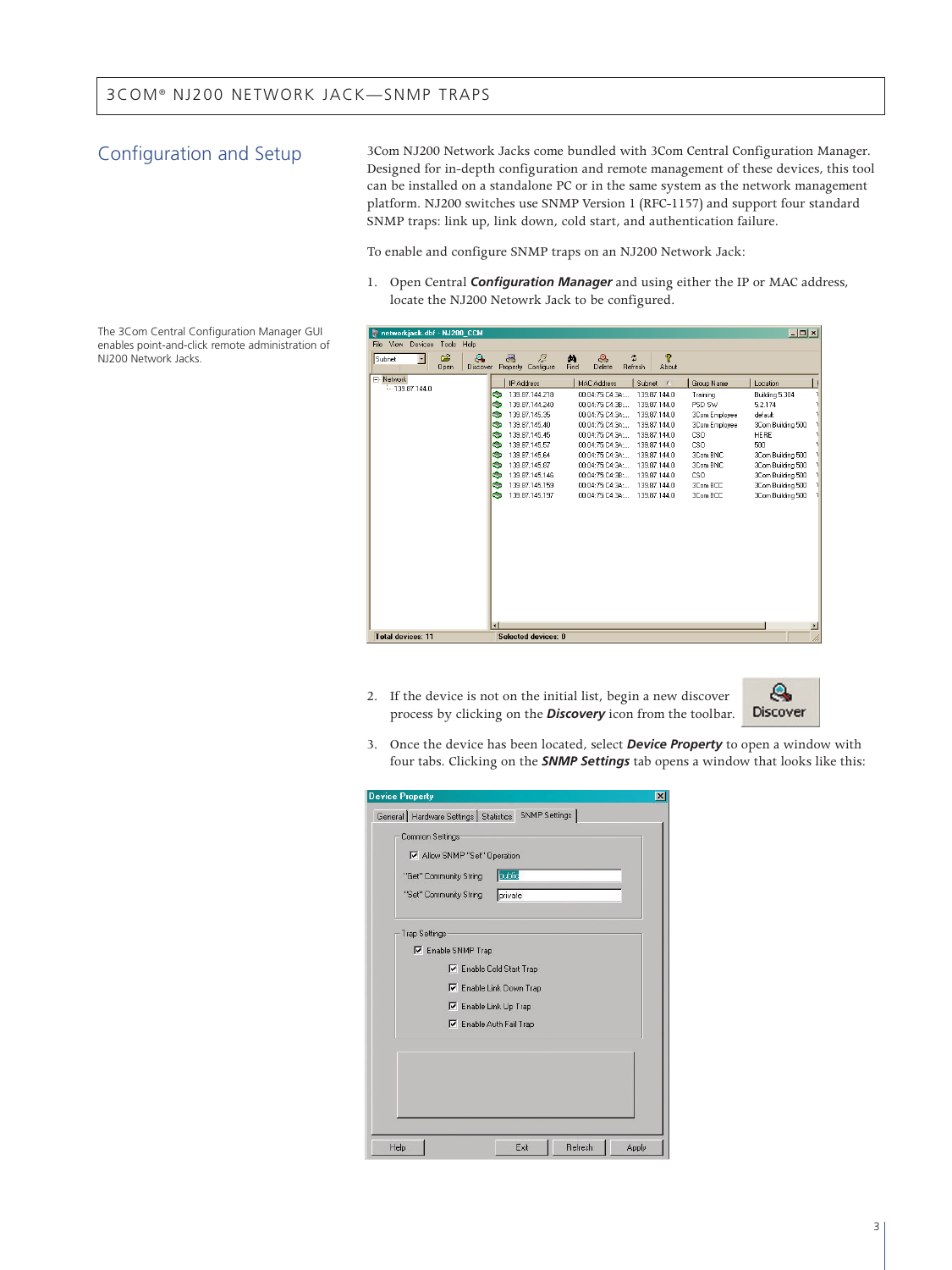## Configuration and Setup

3Com NJ200 Network Jacks come bundled with 3Com Central Configuration Manager. Designed for in-depth configuration and remote management of these devices, this tool can be installed on a standalone PC or in the same system as the network management platform. NJ200 switches use SNMP Version 1 (RFC-1157) and support four standard SNMP traps: link up, link down, cold start, and authentication failure.

To enable and configure SNMP traps on an NJ200 Network Jack:

1. Open Central ***Configuration Manager*** and using either the IP or MAC address, locate the NJ200 Netowrk Jack to be configured.

The 3Com Central Configuration Manager GUI enables point-and-click remote administration of NJ200 Network Jacks.

2. If the device is not on the initial list, begin a new discover process by clicking on the ***Discovery*** icon from the toolbar.

3. Once the device has been located, select ***Device Property*** to open a window with four tabs. Clicking on the ***SNMP Settings*** tab opens a window that looks like this: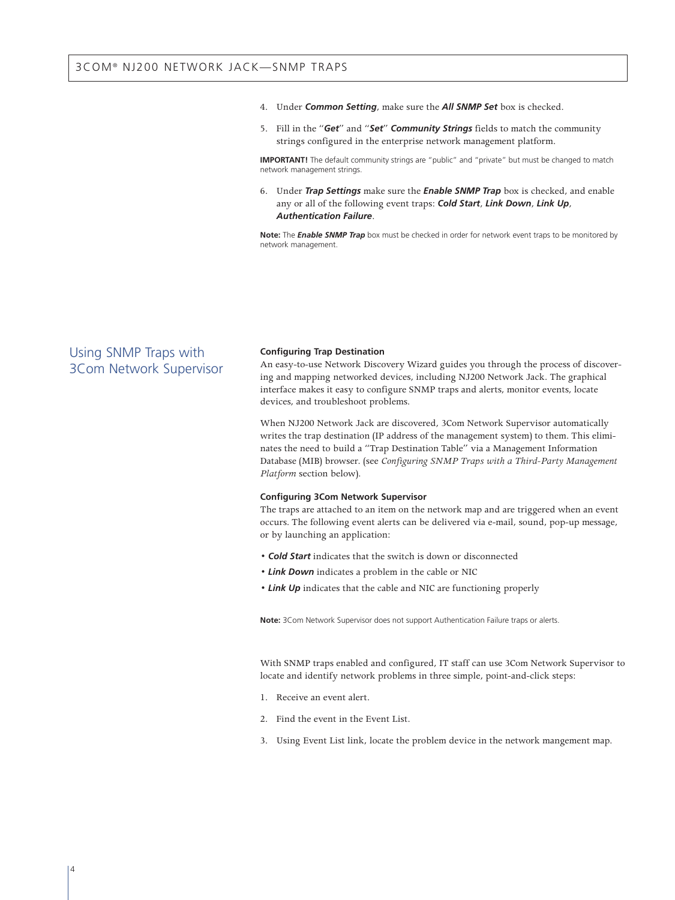4. Under ***Common Setting***, make sure the ***All SNMP Set*** box is checked.

5. Fill in the "***Get***" and "***Set***" ***Community Strings*** fields to match the community strings configured in the enterprise network management platform.

**IMPORTANT!** The default community strings are "public" and "private" but must be changed to match network management strings.

6. Under ***Trap Settings*** make sure the ***Enable SNMP Trap*** box is checked, and enable any or all of the following event traps: ***Cold Start***, ***Link Down***, ***Link Up***, ***Authentication Failure***.

**Note:** The ***Enable SNMP Trap*** box must be checked in order for network event traps to be monitored by network management.

## Using SNMP Traps with 3Com Network Supervisor

### Configuring Trap Destination

An easy-to-use Network Discovery Wizard guides you through the process of discovering and mapping networked devices, including NJ200 Network Jack. The graphical interface makes it easy to configure SNMP traps and alerts, monitor events, locate devices, and troubleshoot problems.

When NJ200 Network Jack are discovered, 3Com Network Supervisor automatically writes the trap destination (IP address of the management system) to them. This eliminates the need to build a "Trap Destination Table" via a Management Information Database (MIB) browser. (see *Configuring SNMP Traps with a Third-Party Management Platform* section below).

### Configuring 3Com Network Supervisor

The traps are attached to an item on the network map and are triggered when an event occurs. The following event alerts can be delivered via e-mail, sound, pop-up message, or by launching an application:

- ***Cold Start*** indicates that the switch is down or disconnected
- ***Link Down*** indicates a problem in the cable or NIC
- ***Link Up*** indicates that the cable and NIC are functioning properly

**Note:** 3Com Network Supervisor does not support Authentication Failure traps or alerts.

With SNMP traps enabled and configured, IT staff can use 3Com Network Supervisor to locate and identify network problems in three simple, point-and-click steps:

1. Receive an event alert.

2. Find the event in the Event List.

3. Using Event List link, locate the problem device in the network mangement map.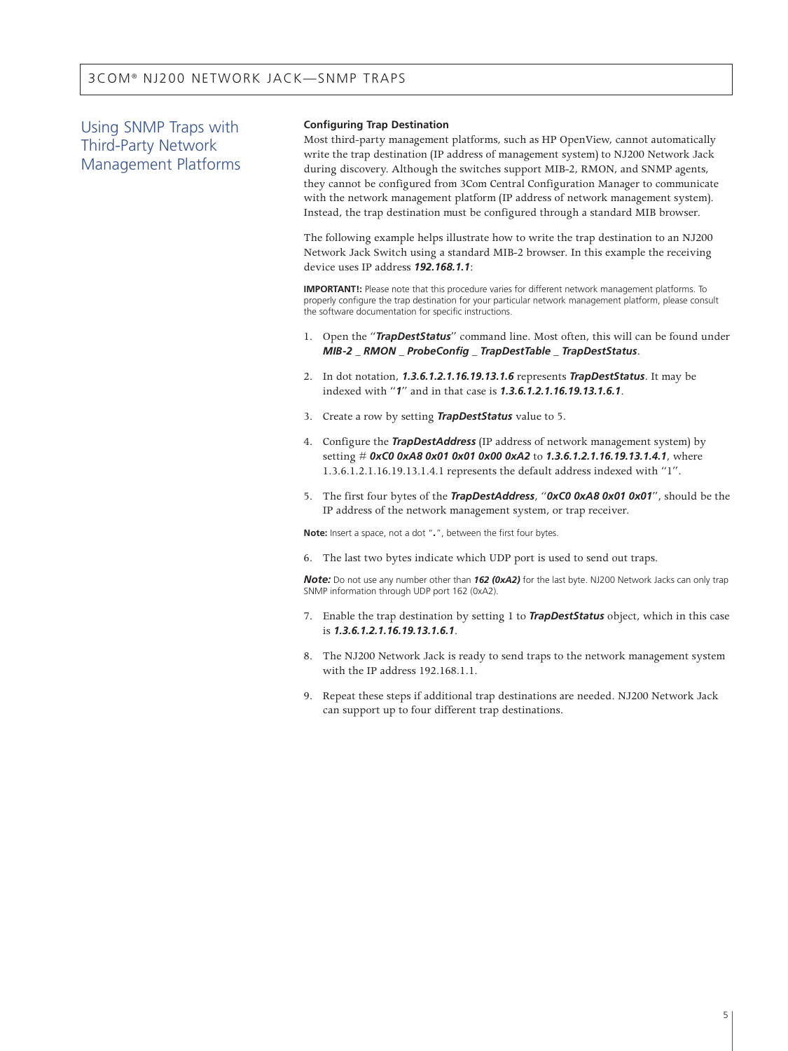## Using SNMP Traps with Third-Party Network Management Platforms

### Configuring Trap Destination

Most third-party management platforms, such as HP OpenView, cannot automatically write the trap destination (IP address of management system) to NJ200 Network Jack during discovery. Although the switches support MIB-2, RMON, and SNMP agents, they cannot be configured from 3Com Central Configuration Manager to communicate with the network management platform (IP address of network management system). Instead, the trap destination must be configured through a standard MIB browser.

The following example helps illustrate how to write the trap destination to an NJ200 Network Jack Switch using a standard MIB-2 browser. In this example the receiving device uses IP address ***192.168.1.1***:

**IMPORTANT!:** Please note that this procedure varies for different network management platforms. To properly configure the trap destination for your particular network management platform, please consult the software documentation for specific instructions.

1. Open the "***TrapDestStatus***" command line. Most often, this will can be found under ***MIB-2 _ RMON _ ProbeConfig _ TrapDestTable _ TrapDestStatus***.
2. In dot notation, ***1.3.6.1.2.1.16.19.13.1.6*** represents ***TrapDestStatus***. It may be indexed with "***1***" and in that case is ***1.3.6.1.2.1.16.19.13.1.6.1***.
3. Create a row by setting ***TrapDestStatus*** value to 5.
4. Configure the ***TrapDestAddress*** (IP address of network management system) by setting # ***0xC0 0xA8 0x01 0x01 0x00 0xA2*** to ***1.3.6.1.2.1.16.19.13.1.4.1***, where 1.3.6.1.2.1.16.19.13.1.4.1 represents the default address indexed with "1".
5. The first four bytes of the ***TrapDestAddress***, "***0xC0 0xA8 0x01 0x01***", should be the IP address of the network management system, or trap receiver.

**Note:** Insert a space, not a dot "**.**", between the first four bytes.

6. The last two bytes indicate which UDP port is used to send out traps.

***Note:*** Do not use any number other than ***162 (0xA2)*** for the last byte. NJ200 Network Jacks can only trap SNMP information through UDP port 162 (0xA2).

7. Enable the trap destination by setting 1 to ***TrapDestStatus*** object, which in this case is ***1.3.6.1.2.1.16.19.13.1.6.1***.
8. The NJ200 Network Jack is ready to send traps to the network management system with the IP address 192.168.1.1.
9. Repeat these steps if additional trap destinations are needed. NJ200 Network Jack can support up to four different trap destinations.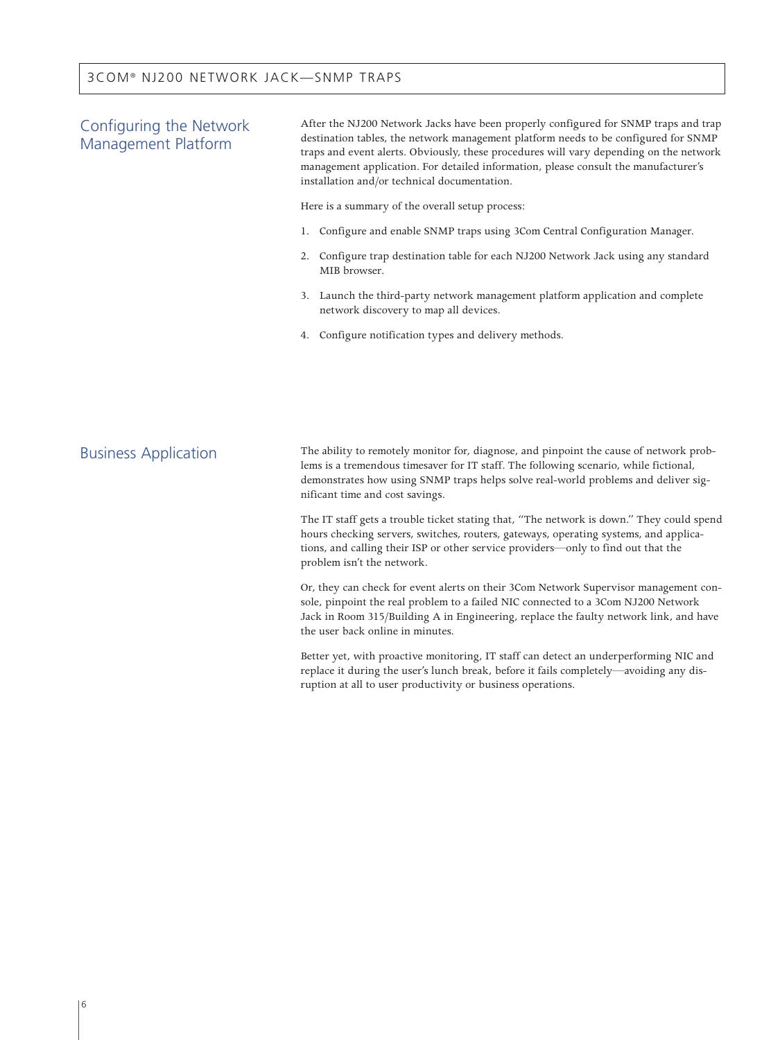## Configuring the Network Management Platform

After the NJ200 Network Jacks have been properly configured for SNMP traps and trap destination tables, the network management platform needs to be configured for SNMP traps and event alerts. Obviously, these procedures will vary depending on the network management application. For detailed information, please consult the manufacturer's installation and/or technical documentation.

Here is a summary of the overall setup process:

1. Configure and enable SNMP traps using 3Com Central Configuration Manager.
2. Configure trap destination table for each NJ200 Network Jack using any standard MIB browser.
3. Launch the third-party network management platform application and complete network discovery to map all devices.
4. Configure notification types and delivery methods.

## Business Application

The ability to remotely monitor for, diagnose, and pinpoint the cause of network problems is a tremendous timesaver for IT staff. The following scenario, while fictional, demonstrates how using SNMP traps helps solve real-world problems and deliver significant time and cost savings.

The IT staff gets a trouble ticket stating that, "The network is down." They could spend hours checking servers, switches, routers, gateways, operating systems, and applications, and calling their ISP or other service providers—only to find out that the problem isn't the network.

Or, they can check for event alerts on their 3Com Network Supervisor management console, pinpoint the real problem to a failed NIC connected to a 3Com NJ200 Network Jack in Room 315/Building A in Engineering, replace the faulty network link, and have the user back online in minutes.

Better yet, with proactive monitoring, IT staff can detect an underperforming NIC and replace it during the user's lunch break, before it fails completely—avoiding any disruption at all to user productivity or business operations.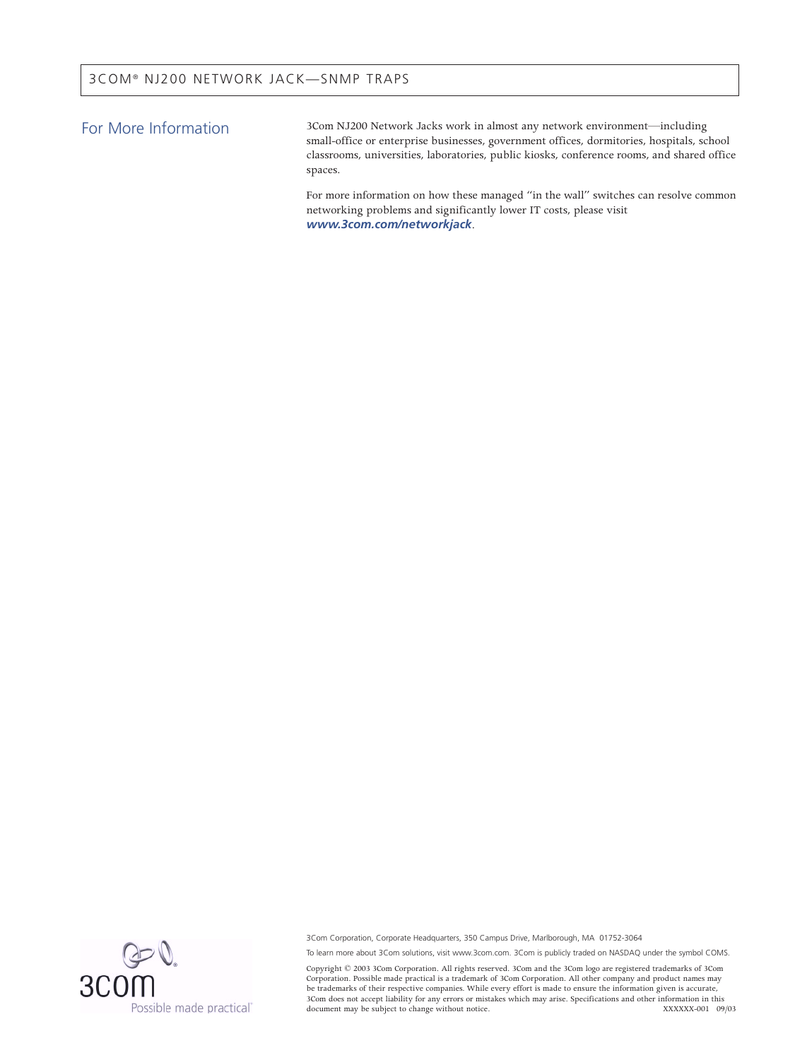## For More Information

3Com NJ200 Network Jacks work in almost any network environment—including small-office or enterprise businesses, government offices, dormitories, hospitals, school classrooms, universities, laboratories, public kiosks, conference rooms, and shared office spaces.

For more information on how these managed "in the wall" switches can resolve common networking problems and significantly lower IT costs, please visit ***www.3com.com/networkjack***.

3Com Corporation, Corporate Headquarters, 350 Campus Drive, Marlborough, MA 01752-3064

To learn more about 3Com solutions, visit www.3com.com. 3Com is publicly traded on NASDAQ under the symbol COMS.

Copyright © 2003 3Com Corporation. All rights reserved. 3Com and the 3Com logo are registered trademarks of 3Com Corporation. Possible made practical is a trademark of 3Com Corporation. All other company and product names may be trademarks of their respective companies. While every effort is made to ensure the information given is accurate, 3Com does not accept liability for any errors or mistakes which may arise. Specifications and other information in this document may be subject to change without notice. XXXXXX-001 09/03